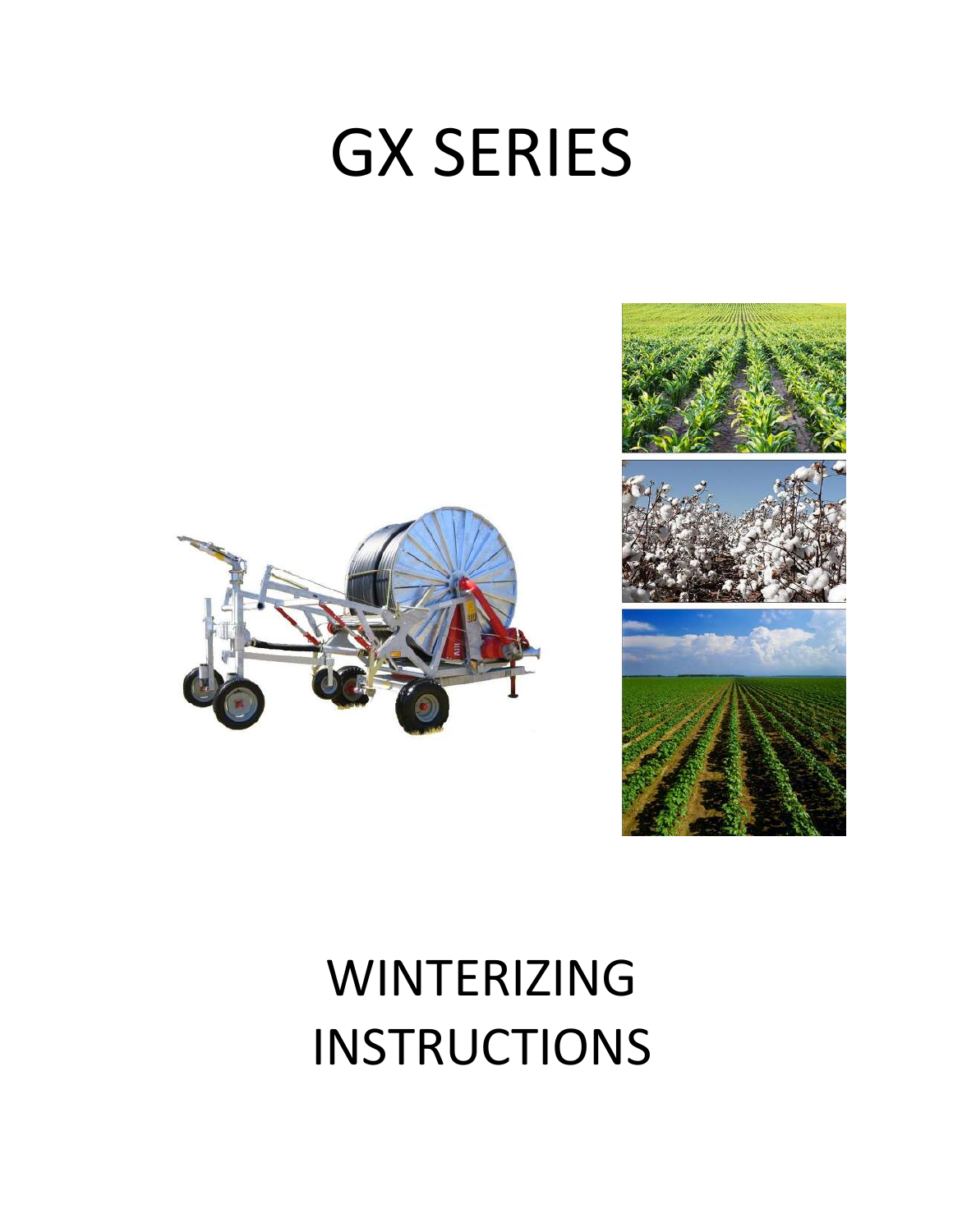# GX SERIES

# WINTERIZING INSTRUCTIONS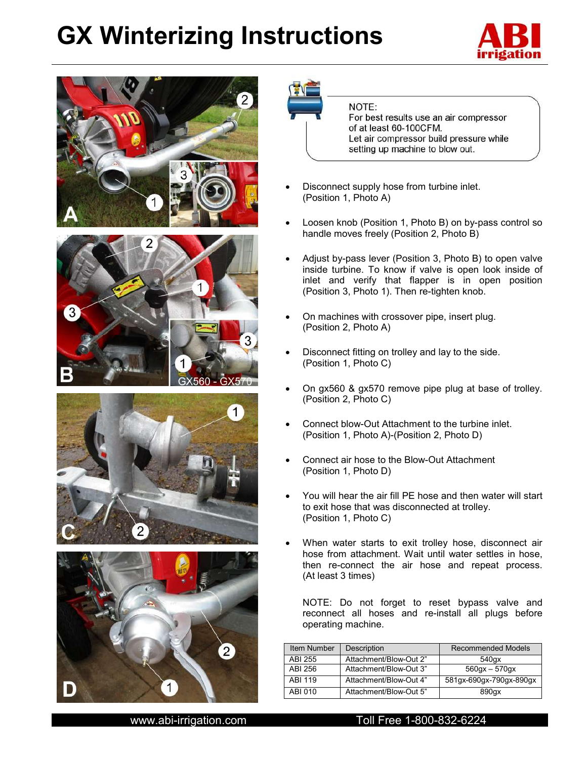# GX Winterizing Instructions

NOTE:
For best results use an air compressor of at least 60-100CFM.
Let air compressor build pressure while setting up machine to blow out.

- Disconnect supply hose from turbine inlet. (Position 1, Photo A)
- Loosen knob (Position 1, Photo B) on by-pass control so handle moves freely (Position 2, Photo B)
- Adjust by-pass lever (Position 3, Photo B) to open valve inside turbine. To know if valve is open look inside of inlet and verify that flapper is in open position (Position 3, Photo 1). Then re-tighten knob.
- On machines with crossover pipe, insert plug. (Position 2, Photo A)
- Disconnect fitting on trolley and lay to the side. (Position 1, Photo C)
- On gx560 & gx570 remove pipe plug at base of trolley. (Position 2, Photo C)
- Connect blow-Out Attachment to the turbine inlet. (Position 1, Photo A)-(Position 2, Photo D)
- Connect air hose to the Blow-Out Attachment (Position 1, Photo D)
- You will hear the air fill PE hose and then water will start to exit hose that was disconnected at trolley. (Position 1, Photo C)
- When water starts to exit trolley hose, disconnect air hose from attachment. Wait until water settles in hose, then re-connect the air hose and repeat process. (At least 3 times)

NOTE: Do not forget to reset bypass valve and reconnect all hoses and re-install all plugs before operating machine.

| Item Number | Description | Recommended Models |
|---|---|---|
| ABI 255 | Attachment/Blow-Out 2" | 540gx |
| ABI 256 | Attachment/Blow-Out 3" | 560gx – 570gx |
| ABI 119 | Attachment/Blow-Out 4" | 581gx-690gx-790gx-890gx |
| ABI 010 | Attachment/Blow-Out 5" | 890gx |

www.abi-irrigation.com Toll Free 1-800-832-6224